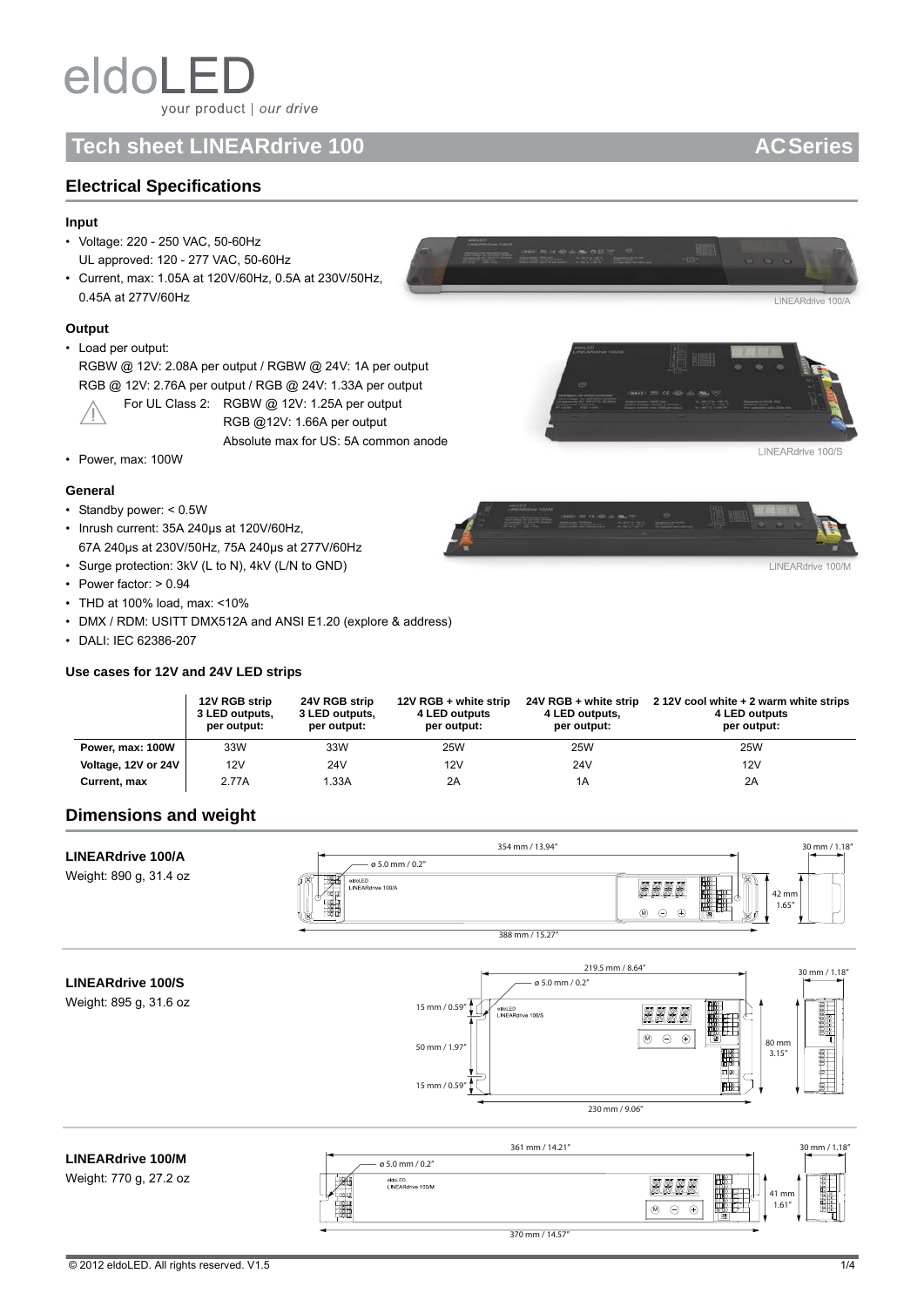eldoLED

your product | *our drive*

# Tech sheet LINEARdrive 100 AC Series

## Electrical Specifications

### Input

- Voltage: 220 - 250 VAC, 50-60Hz
  UL approved: 120 - 277 VAC, 50-60Hz
- Current, max: 1.05A at 120V/60Hz, 0.5A at 230V/50Hz, 0.45A at 277V/60Hz

LINEARdrive 100/A

### Output

- Load per output:
  RGBW @ 12V: 2.08A per output / RGBW @ 24V: 1A per output
  RGB @ 12V: 2.76A per output / RGB @ 24V: 1.33A per output
  For UL Class 2: RGBW @ 12V: 1.25A per output
  RGB @12V: 1.66A per output
  Absolute max for US: 5A common anode
- Power, max: 100W

LINEARdrive 100/S

### General

- Standby power: < 0.5W
- Inrush current: 35A 240µs at 120V/60Hz, 67A 240µs at 230V/50Hz, 75A 240µs at 277V/60Hz
- Surge protection: 3kV (L to N), 4kV (L/N to GND)
- Power factor: > 0.94
- THD at 100% load, max: <10%
- DMX / RDM: USITT DMX512A and ANSI E1.20 (explore & address)
- DALI: IEC 62386-207

LINEARdrive 100/M

### Use cases for 12V and 24V LED strips

| | 12V RGB strip 3 LED outputs, per output: | 24V RGB strip 3 LED outputs, per output: | 12V RGB + white strip 4 LED outputs per output: | 24V RGB + white strip 4 LED outputs, per output: | 2 12V cool white + 2 warm white strips 4 LED outputs per output: |
|---|---|---|---|---|---|
| **Power, max: 100W** | 33W | 33W | 25W | 25W | 25W |
| **Voltage, 12V or 24V** | 12V | 24V | 12V | 24V | 12V |
| **Current, max** | 2.77A | 1.33A | 2A | 1A | 2A |

## Dimensions and weight

**LINEARdrive 100/A**

Weight: 890 g, 31.4 oz

354 mm / 13.94" ; ø 5.0 mm / 0.2" ; 388 mm / 15.27" ; 42 mm / 1.65" ; 30 mm / 1.18"

**LINEARdrive 100/S**

Weight: 895 g, 31.6 oz

219.5 mm / 8.64" ; ø 5.0 mm / 0.2" ; 15 mm / 0.59" ; 50 mm / 1.97" ; 15 mm / 0.59" ; 230 mm / 9.06" ; 80 mm / 3.15" ; 30 mm / 1.18"

**LINEARdrive 100/M**

Weight: 770 g, 27.2 oz

361 mm / 14.21" ; ø 5.0 mm / 0.2" ; 370 mm / 14.57" ; 41 mm / 1.61" ; 30 mm / 1.18"

© 2012 eldoLED. All rights reserved. V1.5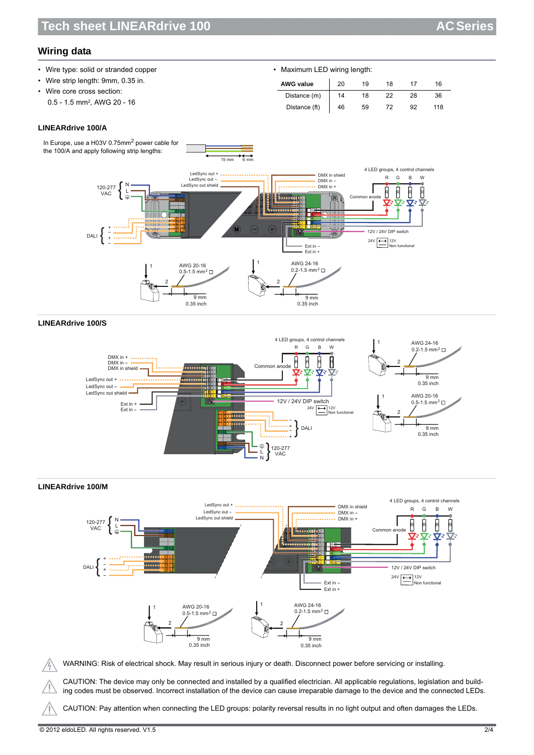## Wiring data

- Wire type: solid or stranded copper
- Wire strip length: 9mm, 0.35 in.
- Wire core cross section:
  0.5 - 1.5 mm², AWG 20 - 16

- Maximum LED wiring length:

| AWG value | 20 | 19 | 18 | 17 | 16 |
|---|---|---|---|---|---|
| Distance (m) | 14 | 18 | 22 | 28 | 36 |
| Distance (ft) | 46 | 59 | 72 | 92 | 118 |

### LINEARdrive 100/A

In Europe, use a H03V 0.75mm² power cable for the 100/A and apply following strip lengths:

15 mm 6 mm

LedSync out + LedSync out – LedSync out shield DMX in shield DMX in – DMX in + 4 LED groups, 4 control channels R G B W Common anode 120-277 VAC N L DALI + – + – 12V / 24V DIP switch 24V 12V Non functional Ext in – Ext in +

1 2 AWG 20-16 0.5-1.5 mm² 9 mm 0.35 inch

1 2 AWG 24-16 0.2-1.5 mm² 9 mm 0.35 inch

### LINEARdrive 100/S

4 LED groups, 4 control channels R G B W DMX in + DMX in – DMX in shield Common anode LedSync out + LedSync out – LedSync out shield Ext in + Ext in – 12V / 24V DIP switch 24V 12V Non functional – + – + DALI L N 120-277 VAC

1 2 AWG 24-16 0.2-1.5 mm² 9 mm 0.35 inch

1 2 AWG 20-16 0.5-1.5 mm² 9 mm 0.35 inch

### LINEARdrive 100/M

LedSync out + LedSync out – LedSync out shield DMX in shield DMX in – DMX in + 4 LED groups, 4 control channels R G B W 120-277 VAC N L Common anode DALI + – + – 12V / 24V DIP switch 24V 12V Non functional Ext in – Ext in +

1 2 AWG 20-16 0.5-1.5 mm² 9 mm 0.35 inch

1 2 AWG 24-16 0.2-1.5 mm² 9 mm 0.35 inch

WARNING: Risk of electrical shock. May result in serious injury or death. Disconnect power before servicing or installing.

CAUTION: The device may only be connected and installed by a qualified electrician. All applicable regulations, legislation and building codes must be observed. Incorrect installation of the device can cause irreparable damage to the device and the connected LEDs.

CAUTION: Pay attention when connecting the LED groups: polarity reversal results in no light output and often damages the LEDs.

© 2012 eldoLED. All rights reserved. V1.5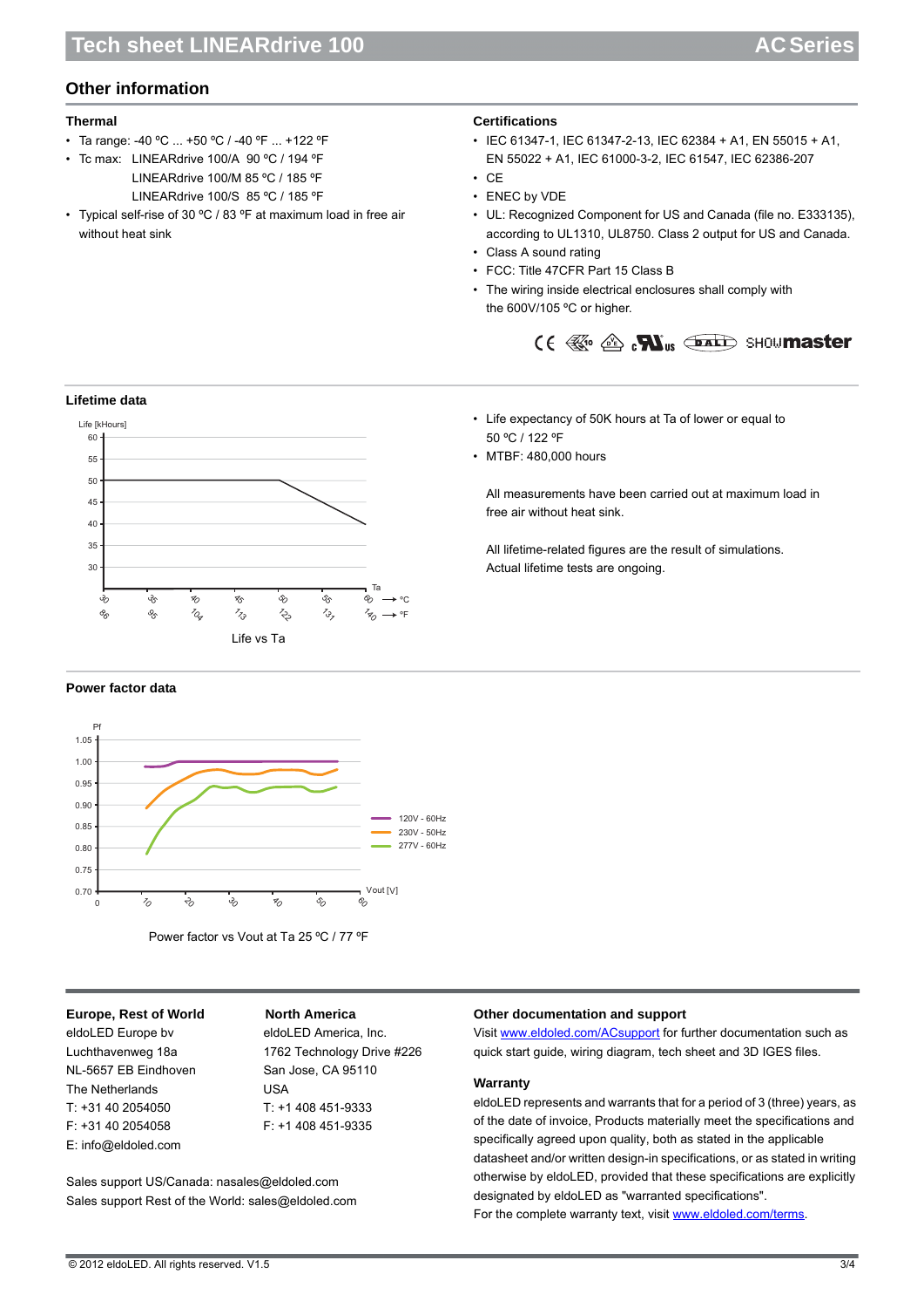## Other information

### Thermal

- Ta range: -40 ºC ... +50 ºC / -40 ºF ... +122 ºF
- Tc max: LINEARdrive 100/A 90 ºC / 194 ºF
  LINEARdrive 100/M 85 ºC / 185 ºF
  LINEARdrive 100/S 85 ºC / 185 ºF
- Typical self-rise of 30 ºC / 83 ºF at maximum load in free air without heat sink

### Certifications

- IEC 61347-1, IEC 61347-2-13, IEC 62384 + A1, EN 55015 + A1, EN 55022 + A1, IEC 61000-3-2, IEC 61547, IEC 62386-207
- CE
- ENEC by VDE
- UL: Recognized Component for US and Canada (file no. E333135), according to UL1310, UL8750. Class 2 output for US and Canada.
- Class A sound rating
- FCC: Title 47CFR Part 15 Class B
- The wiring inside electrical enclosures shall comply with the 600V/105 ºC or higher.

### Lifetime data

Life vs Ta

- Life expectancy of 50K hours at Ta of lower or equal to 50 ºC / 122 ºF
- MTBF: 480,000 hours

All measurements have been carried out at maximum load in free air without heat sink.

All lifetime-related figures are the result of simulations. Actual lifetime tests are ongoing.

### Power factor data

Power factor vs Vout at Ta 25 ºC / 77 ºF

### Europe, Rest of World

eldoLED Europe bv
Luchthavenweg 18a
NL-5657 EB Eindhoven
The Netherlands
T: +31 40 2054050
F: +31 40 2054058
E: info@eldoled.com

### North America

eldoLED America, Inc.
1762 Technology Drive #226
San Jose, CA 95110
USA
T: +1 408 451-9333
F: +1 408 451-9335

Sales support US/Canada: nasales@eldoled.com
Sales support Rest of the World: sales@eldoled.com

### Other documentation and support

Visit www.eldoled.com/ACsupport for further documentation such as quick start guide, wiring diagram, tech sheet and 3D IGES files.

### Warranty

eldoLED represents and warrants that for a period of 3 (three) years, as of the date of invoice, Products materially meet the specifications and specifically agreed upon quality, both as stated in the applicable datasheet and/or written design-in specifications, or as stated in writing otherwise by eldoLED, provided that these specifications are explicitly designated by eldoLED as "warranted specifications".
For the complete warranty text, visit www.eldoled.com/terms.

© 2012 eldoLED. All rights reserved. V1.5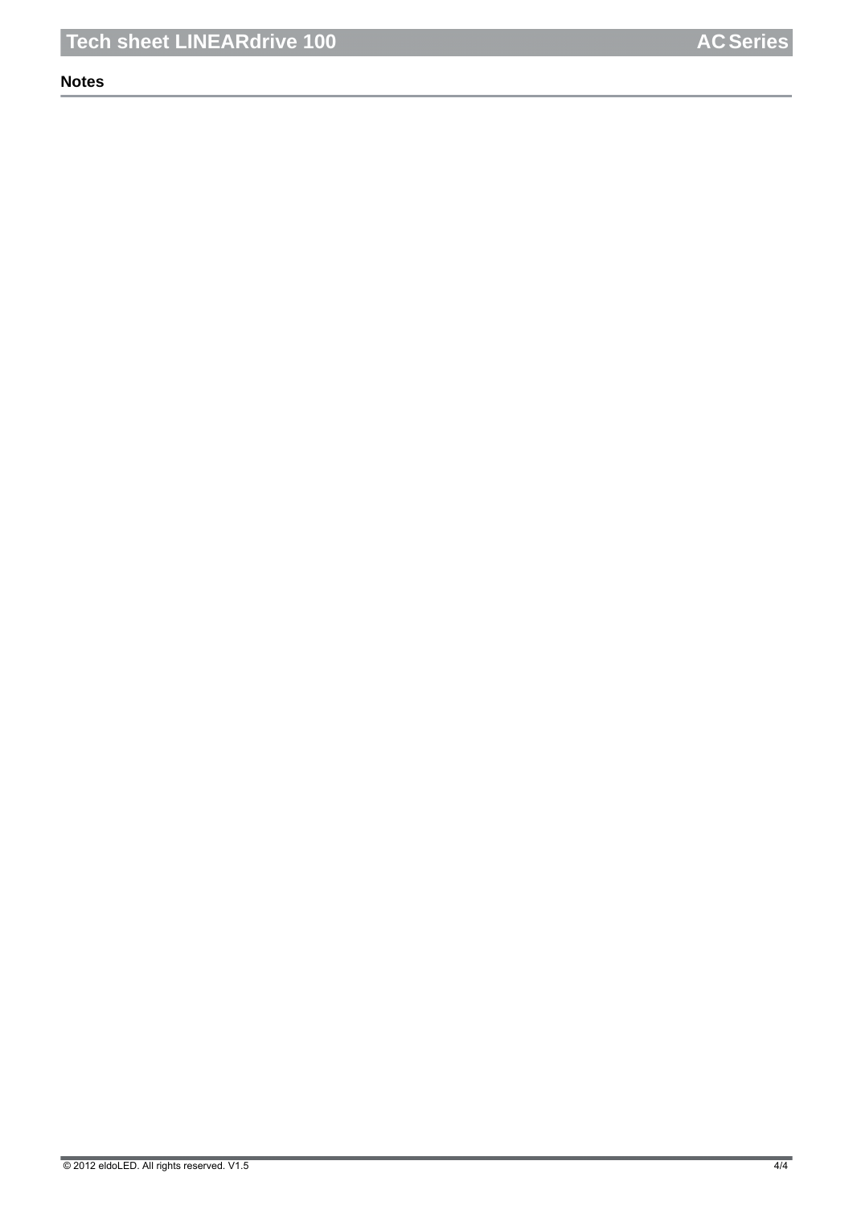## Notes